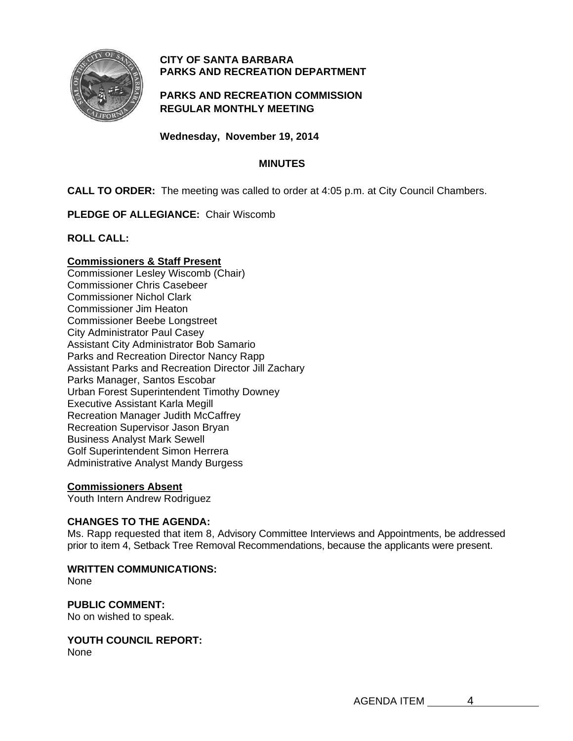**CITY OF SANTA BARBARA**
**PARKS AND RECREATION DEPARTMENT**

**PARKS AND RECREATION COMMISSION**
**REGULAR MONTHLY MEETING**

**Wednesday, November 19, 2014**

# MINUTES

**CALL TO ORDER:** The meeting was called to order at 4:05 p.m. at City Council Chambers.

**PLEDGE OF ALLEGIANCE:** Chair Wiscomb

**ROLL CALL:**

**Commissioners & Staff Present**

Commissioner Lesley Wiscomb (Chair)
Commissioner Chris Casebeer
Commissioner Nichol Clark
Commissioner Jim Heaton
Commissioner Beebe Longstreet
City Administrator Paul Casey
Assistant City Administrator Bob Samario
Parks and Recreation Director Nancy Rapp
Assistant Parks and Recreation Director Jill Zachary
Parks Manager, Santos Escobar
Urban Forest Superintendent Timothy Downey
Executive Assistant Karla Megill
Recreation Manager Judith McCaffrey
Recreation Supervisor Jason Bryan
Business Analyst Mark Sewell
Golf Superintendent Simon Herrera
Administrative Analyst Mandy Burgess

**Commissioners Absent**

Youth Intern Andrew Rodriguez

**CHANGES TO THE AGENDA:**

Ms. Rapp requested that item 8, Advisory Committee Interviews and Appointments, be addressed prior to item 4, Setback Tree Removal Recommendations, because the applicants were present.

**WRITTEN COMMUNICATIONS:**

None

**PUBLIC COMMENT:**

No on wished to speak.

**YOUTH COUNCIL REPORT:**

None

AGENDA ITEM 4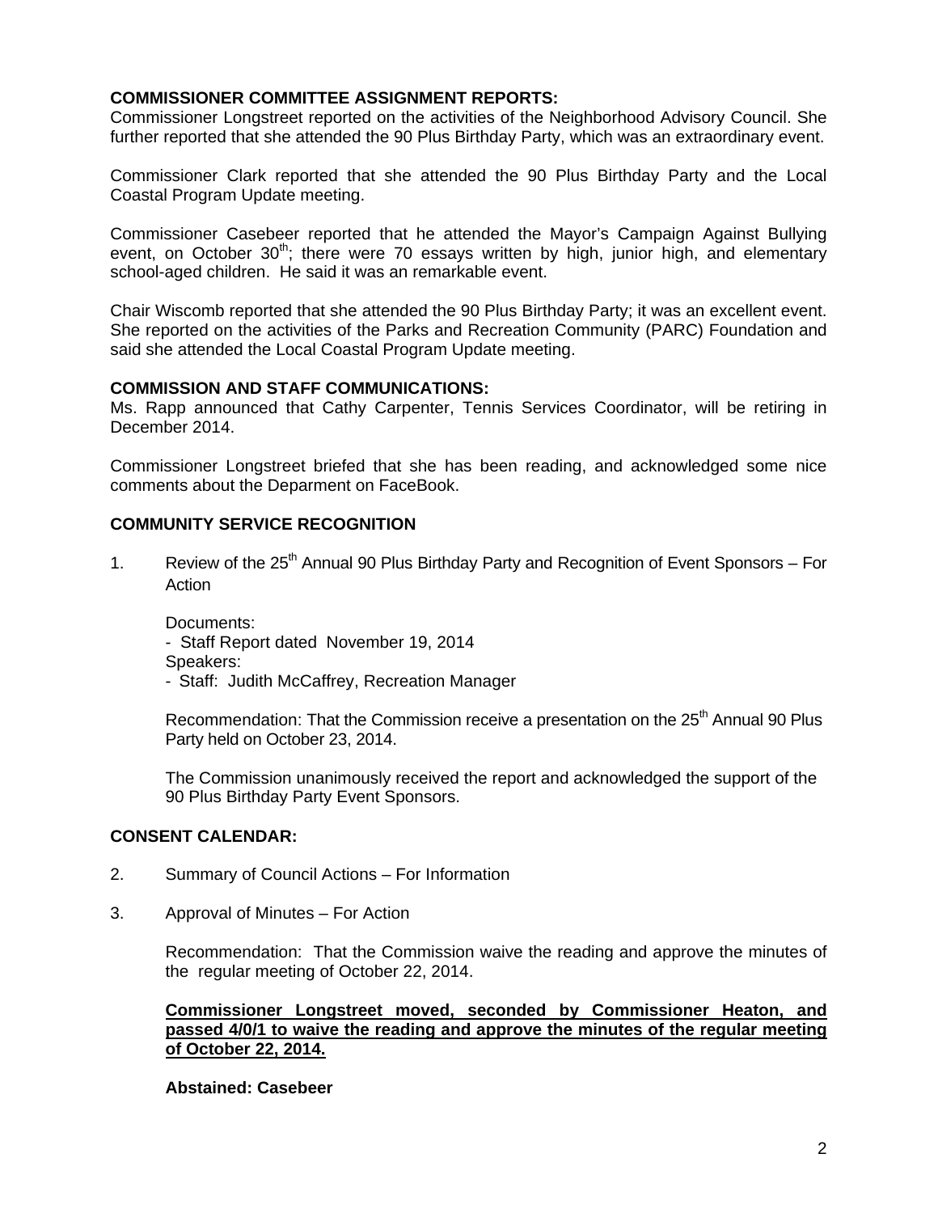**COMMISSIONER COMMITTEE ASSIGNMENT REPORTS:**
Commissioner Longstreet reported on the activities of the Neighborhood Advisory Council. She further reported that she attended the 90 Plus Birthday Party, which was an extraordinary event.

Commissioner Clark reported that she attended the 90 Plus Birthday Party and the Local Coastal Program Update meeting.

Commissioner Casebeer reported that he attended the Mayor's Campaign Against Bullying event, on October 30th; there were 70 essays written by high, junior high, and elementary school-aged children. He said it was an remarkable event.

Chair Wiscomb reported that she attended the 90 Plus Birthday Party; it was an excellent event. She reported on the activities of the Parks and Recreation Community (PARC) Foundation and said she attended the Local Coastal Program Update meeting.

**COMMISSION AND STAFF COMMUNICATIONS:**
Ms. Rapp announced that Cathy Carpenter, Tennis Services Coordinator, will be retiring in December 2014.

Commissioner Longstreet briefed that she has been reading, and acknowledged some nice comments about the Deparment on FaceBook.

**COMMUNITY SERVICE RECOGNITION**

1. Review of the 25th Annual 90 Plus Birthday Party and Recognition of Event Sponsors – For Action

   Documents:
   - Staff Report dated November 19, 2014

   Speakers:
   - Staff: Judith McCaffrey, Recreation Manager

   Recommendation: That the Commission receive a presentation on the 25th Annual 90 Plus Party held on October 23, 2014.

   The Commission unanimously received the report and acknowledged the support of the 90 Plus Birthday Party Event Sponsors.

**CONSENT CALENDAR:**

2. Summary of Council Actions – For Information

3. Approval of Minutes – For Action

   Recommendation: That the Commission waive the reading and approve the minutes of the regular meeting of October 22, 2014.

   **Commissioner Longstreet moved, seconded by Commissioner Heaton, and passed 4/0/1 to waive the reading and approve the minutes of the regular meeting of October 22, 2014.**

   **Abstained: Casebeer**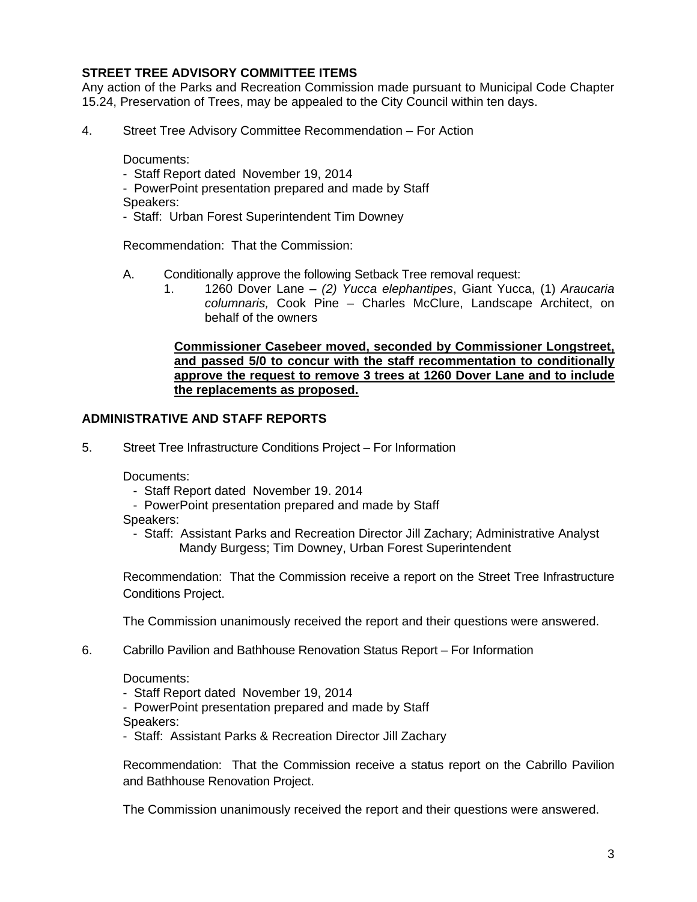**STREET TREE ADVISORY COMMITTEE ITEMS**

Any action of the Parks and Recreation Commission made pursuant to Municipal Code Chapter 15.24, Preservation of Trees, may be appealed to the City Council within ten days.

4. Street Tree Advisory Committee Recommendation – For Action

   Documents:
   - Staff Report dated November 19, 2014
   - PowerPoint presentation prepared and made by Staff

   Speakers:
   - Staff: Urban Forest Superintendent Tim Downey

   Recommendation: That the Commission:

   A. Conditionally approve the following Setback Tree removal request:
      1. 1260 Dover Lane – *(2) Yucca elephantipes*, Giant Yucca, (1) *Araucaria columnaris,* Cook Pine – Charles McClure, Landscape Architect, on behalf of the owners

      **Commissioner Casebeer moved, seconded by Commissioner Longstreet, and passed 5/0 to concur with the staff recommentation to conditionally approve the request to remove 3 trees at 1260 Dover Lane and to include the replacements as proposed.**

**ADMINISTRATIVE AND STAFF REPORTS**

5. Street Tree Infrastructure Conditions Project – For Information

   Documents:
   - Staff Report dated November 19. 2014
   - PowerPoint presentation prepared and made by Staff

   Speakers:
   - Staff: Assistant Parks and Recreation Director Jill Zachary; Administrative Analyst Mandy Burgess; Tim Downey, Urban Forest Superintendent

   Recommendation: That the Commission receive a report on the Street Tree Infrastructure Conditions Project.

   The Commission unanimously received the report and their questions were answered.

6. Cabrillo Pavilion and Bathhouse Renovation Status Report – For Information

   Documents:
   - Staff Report dated November 19, 2014
   - PowerPoint presentation prepared and made by Staff

   Speakers:
   - Staff: Assistant Parks & Recreation Director Jill Zachary

   Recommendation: That the Commission receive a status report on the Cabrillo Pavilion and Bathhouse Renovation Project.

   The Commission unanimously received the report and their questions were answered.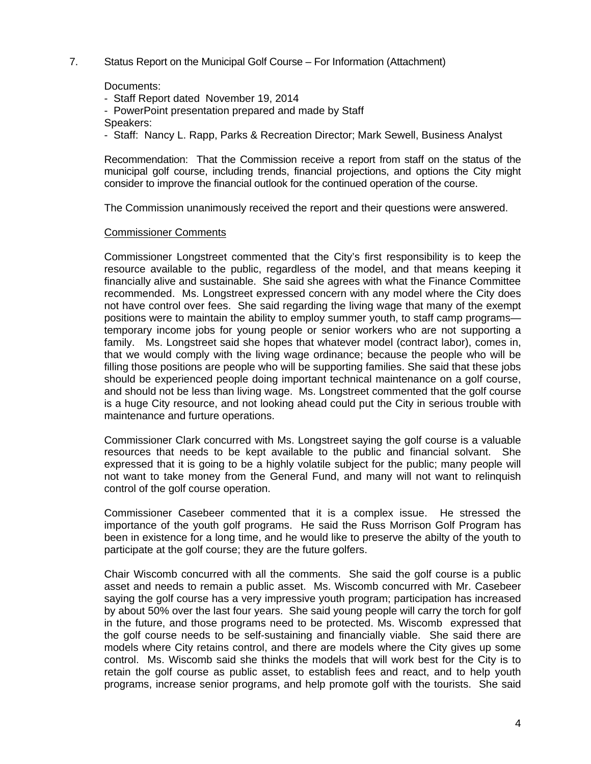7. Status Report on the Municipal Golf Course – For Information (Attachment)

Documents:
- Staff Report dated November 19, 2014
- PowerPoint presentation prepared and made by Staff

Speakers:
- Staff: Nancy L. Rapp, Parks & Recreation Director; Mark Sewell, Business Analyst

Recommendation: That the Commission receive a report from staff on the status of the municipal golf course, including trends, financial projections, and options the City might consider to improve the financial outlook for the continued operation of the course.

The Commission unanimously received the report and their questions were answered.

<u>Commissioner Comments</u>

Commissioner Longstreet commented that the City's first responsibility is to keep the resource available to the public, regardless of the model, and that means keeping it financially alive and sustainable. She said she agrees with what the Finance Committee recommended. Ms. Longstreet expressed concern with any model where the City does not have control over fees. She said regarding the living wage that many of the exempt positions were to maintain the ability to employ summer youth, to staff camp programs—temporary income jobs for young people or senior workers who are not supporting a family. Ms. Longstreet said she hopes that whatever model (contract labor), comes in, that we would comply with the living wage ordinance; because the people who will be filling those positions are people who will be supporting families. She said that these jobs should be experienced people doing important technical maintenance on a golf course, and should not be less than living wage. Ms. Longstreet commented that the golf course is a huge City resource, and not looking ahead could put the City in serious trouble with maintenance and furture operations.

Commissioner Clark concurred with Ms. Longstreet saying the golf course is a valuable resources that needs to be kept available to the public and financial solvant. She expressed that it is going to be a highly volatile subject for the public; many people will not want to take money from the General Fund, and many will not want to relinquish control of the golf course operation.

Commissioner Casebeer commented that it is a complex issue. He stressed the importance of the youth golf programs. He said the Russ Morrison Golf Program has been in existence for a long time, and he would like to preserve the abilty of the youth to participate at the golf course; they are the future golfers.

Chair Wiscomb concurred with all the comments. She said the golf course is a public asset and needs to remain a public asset. Ms. Wiscomb concurred with Mr. Casebeer saying the golf course has a very impressive youth program; participation has increased by about 50% over the last four years. She said young people will carry the torch for golf in the future, and those programs need to be protected. Ms. Wiscomb expressed that the golf course needs to be self-sustaining and financially viable. She said there are models where City retains control, and there are models where the City gives up some control. Ms. Wiscomb said she thinks the models that will work best for the City is to retain the golf course as public asset, to establish fees and react, and to help youth programs, increase senior programs, and help promote golf with the tourists. She said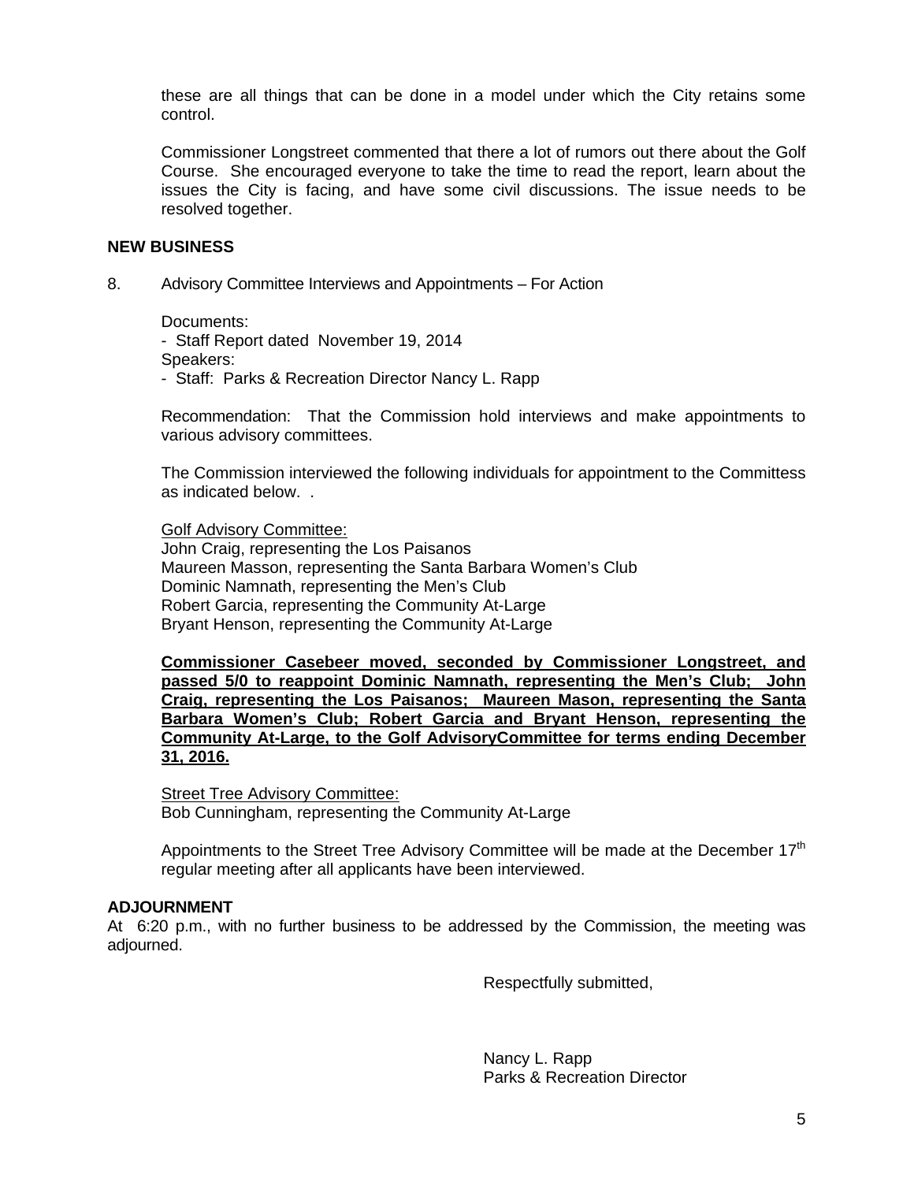these are all things that can be done in a model under which the City retains some control.

Commissioner Longstreet commented that there a lot of rumors out there about the Golf Course. She encouraged everyone to take the time to read the report, learn about the issues the City is facing, and have some civil discussions. The issue needs to be resolved together.

**NEW BUSINESS**

8. Advisory Committee Interviews and Appointments – For Action

Documents:
- Staff Report dated November 19, 2014

Speakers:
- Staff: Parks & Recreation Director Nancy L. Rapp

Recommendation: That the Commission hold interviews and make appointments to various advisory committees.

The Commission interviewed the following individuals for appointment to the Committess as indicated below. .

Golf Advisory Committee:
John Craig, representing the Los Paisanos
Maureen Masson, representing the Santa Barbara Women's Club
Dominic Namnath, representing the Men's Club
Robert Garcia, representing the Community At-Large
Bryant Henson, representing the Community At-Large

**Commissioner Casebeer moved, seconded by Commissioner Longstreet, and passed 5/0 to reappoint Dominic Namnath, representing the Men's Club; John Craig, representing the Los Paisanos; Maureen Mason, representing the Santa Barbara Women's Club; Robert Garcia and Bryant Henson, representing the Community At-Large, to the Golf AdvisoryCommittee for terms ending December 31, 2016.**

Street Tree Advisory Committee:
Bob Cunningham, representing the Community At-Large

Appointments to the Street Tree Advisory Committee will be made at the December 17th regular meeting after all applicants have been interviewed.

**ADJOURNMENT**

At 6:20 p.m., with no further business to be addressed by the Commission, the meeting was adjourned.

Respectfully submitted,

Nancy L. Rapp
Parks & Recreation Director